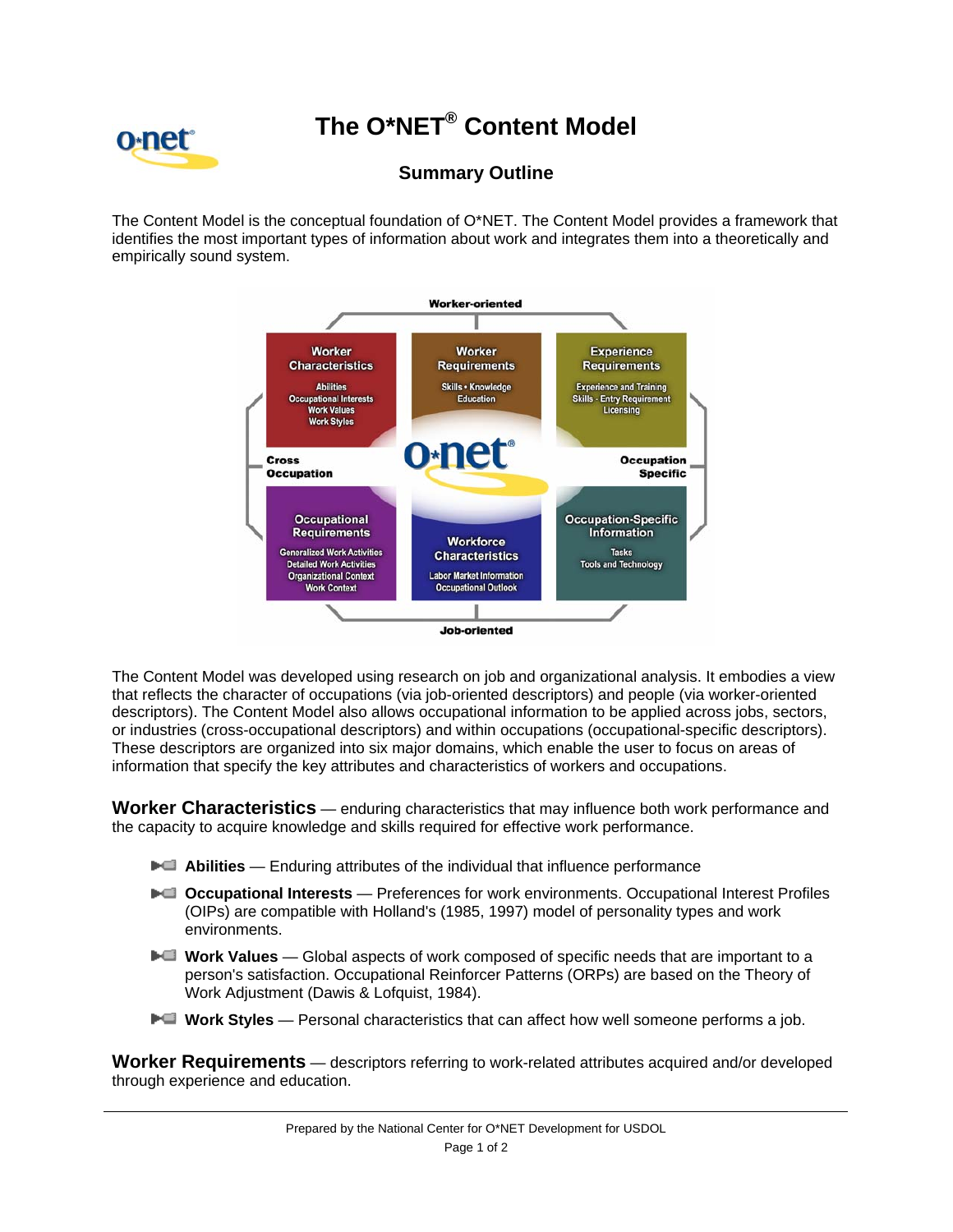# The O*NET® Content Model

## Summary Outline

The Content Model is the conceptual foundation of O*NET. The Content Model provides a framework that identifies the most important types of information about work and integrates them into a theoretically and empirically sound system.

The Content Model was developed using research on job and organizational analysis. It embodies a view that reflects the character of occupations (via job-oriented descriptors) and people (via worker-oriented descriptors). The Content Model also allows occupational information to be applied across jobs, sectors, or industries (cross-occupational descriptors) and within occupations (occupational-specific descriptors). These descriptors are organized into six major domains, which enable the user to focus on areas of information that specify the key attributes and characteristics of workers and occupations.

**Worker Characteristics** — enduring characteristics that may influence both work performance and the capacity to acquire knowledge and skills required for effective work performance.

- **Abilities** — Enduring attributes of the individual that influence performance
- **Occupational Interests** — Preferences for work environments. Occupational Interest Profiles (OIPs) are compatible with Holland's (1985, 1997) model of personality types and work environments.
- **Work Values** — Global aspects of work composed of specific needs that are important to a person's satisfaction. Occupational Reinforcer Patterns (ORPs) are based on the Theory of Work Adjustment (Dawis & Lofquist, 1984).
- **Work Styles** — Personal characteristics that can affect how well someone performs a job.

**Worker Requirements** — descriptors referring to work-related attributes acquired and/or developed through experience and education.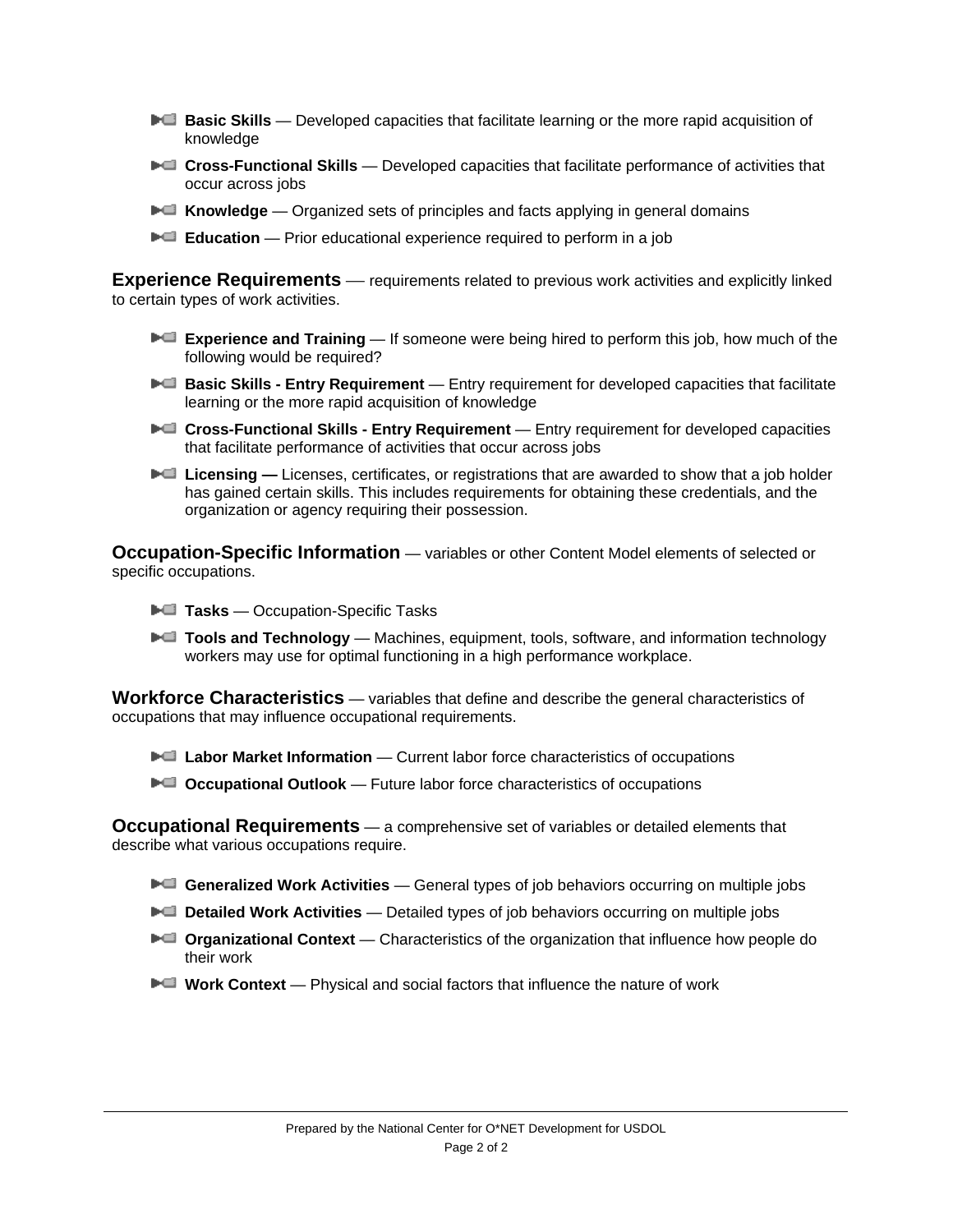- **Basic Skills** — Developed capacities that facilitate learning or the more rapid acquisition of knowledge
- **Cross-Functional Skills** — Developed capacities that facilitate performance of activities that occur across jobs
- **Knowledge** — Organized sets of principles and facts applying in general domains
- **Education** — Prior educational experience required to perform in a job

**Experience Requirements** — requirements related to previous work activities and explicitly linked to certain types of work activities.

- **Experience and Training** — If someone were being hired to perform this job, how much of the following would be required?
- **Basic Skills - Entry Requirement** — Entry requirement for developed capacities that facilitate learning or the more rapid acquisition of knowledge
- **Cross-Functional Skills - Entry Requirement** — Entry requirement for developed capacities that facilitate performance of activities that occur across jobs
- **Licensing —** Licenses, certificates, or registrations that are awarded to show that a job holder has gained certain skills. This includes requirements for obtaining these credentials, and the organization or agency requiring their possession.

**Occupation-Specific Information** — variables or other Content Model elements of selected or specific occupations.

- **Tasks** — Occupation-Specific Tasks
- **Tools and Technology** — Machines, equipment, tools, software, and information technology workers may use for optimal functioning in a high performance workplace.

**Workforce Characteristics** — variables that define and describe the general characteristics of occupations that may influence occupational requirements.

- **Labor Market Information** — Current labor force characteristics of occupations
- **Occupational Outlook** — Future labor force characteristics of occupations

**Occupational Requirements** — a comprehensive set of variables or detailed elements that describe what various occupations require.

- **Generalized Work Activities** — General types of job behaviors occurring on multiple jobs
- **Detailed Work Activities** — Detailed types of job behaviors occurring on multiple jobs
- **Organizational Context** — Characteristics of the organization that influence how people do their work
- **Work Context** — Physical and social factors that influence the nature of work

Prepared by the National Center for O*NET Development for USDOL